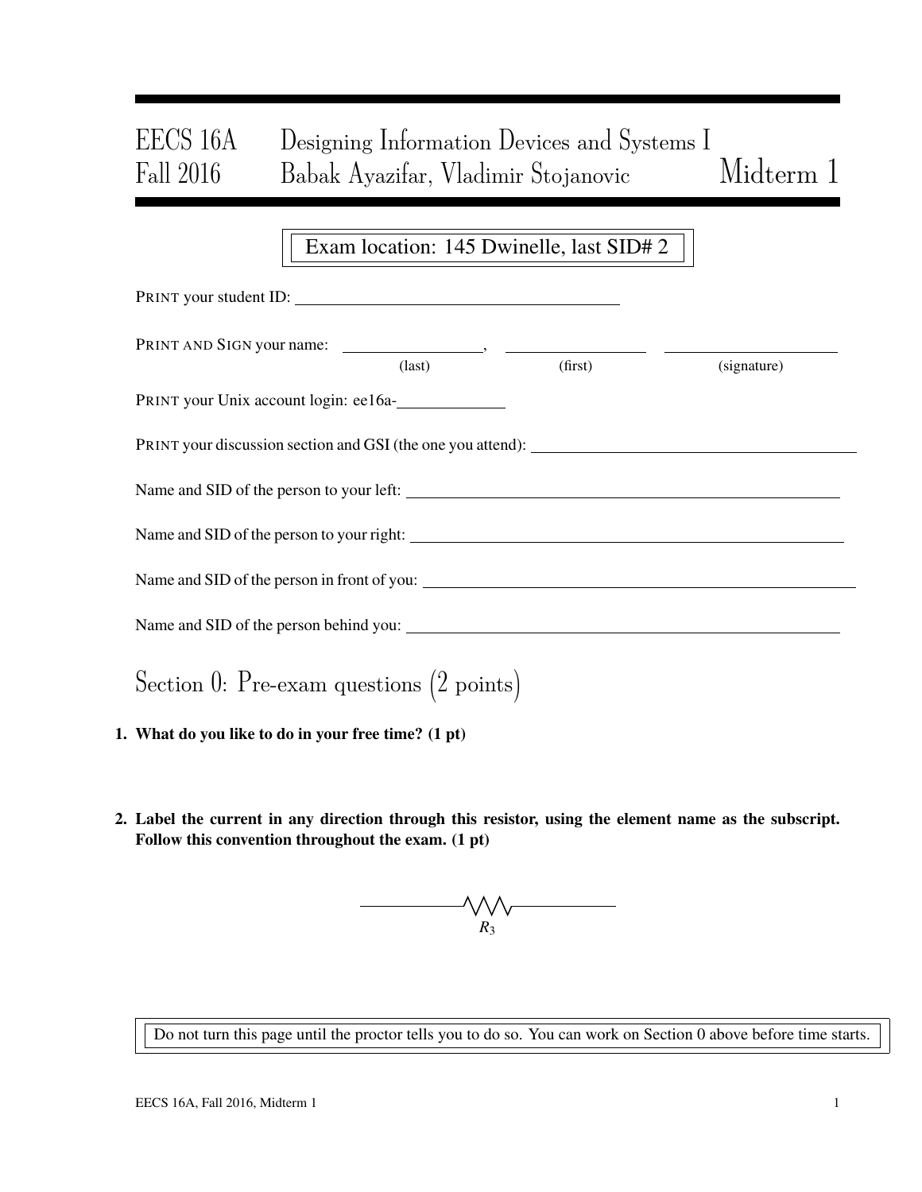# EECS 16A Designing Information Devices and Systems I
# Fall 2016 Babak Ayazifar, Vladimir Stojanovic Midterm 1

Exam location: 145 Dwinelle, last SID# 2

PRINT your student ID: ______________________

PRINT AND SIGN your name: ____________, ____________ ____________
(last) (first) (signature)

PRINT your Unix account login: ee16a-__________

PRINT your discussion section and GSI (the one you attend): ______________________

Name and SID of the person to your left: ______________________

Name and SID of the person to your right: ______________________

Name and SID of the person in front of you: ______________________

Name and SID of the person behind you: ______________________

## Section 0: Pre-exam questions (2 points)

**1. What do you like to do in your free time? (1 pt)**

**2. Label the current in any direction through this resistor, using the element name as the subscript. Follow this convention throughout the exam. (1 pt)**

$R_3$

Do not turn this page until the proctor tells you to do so. You can work on Section 0 above before time starts.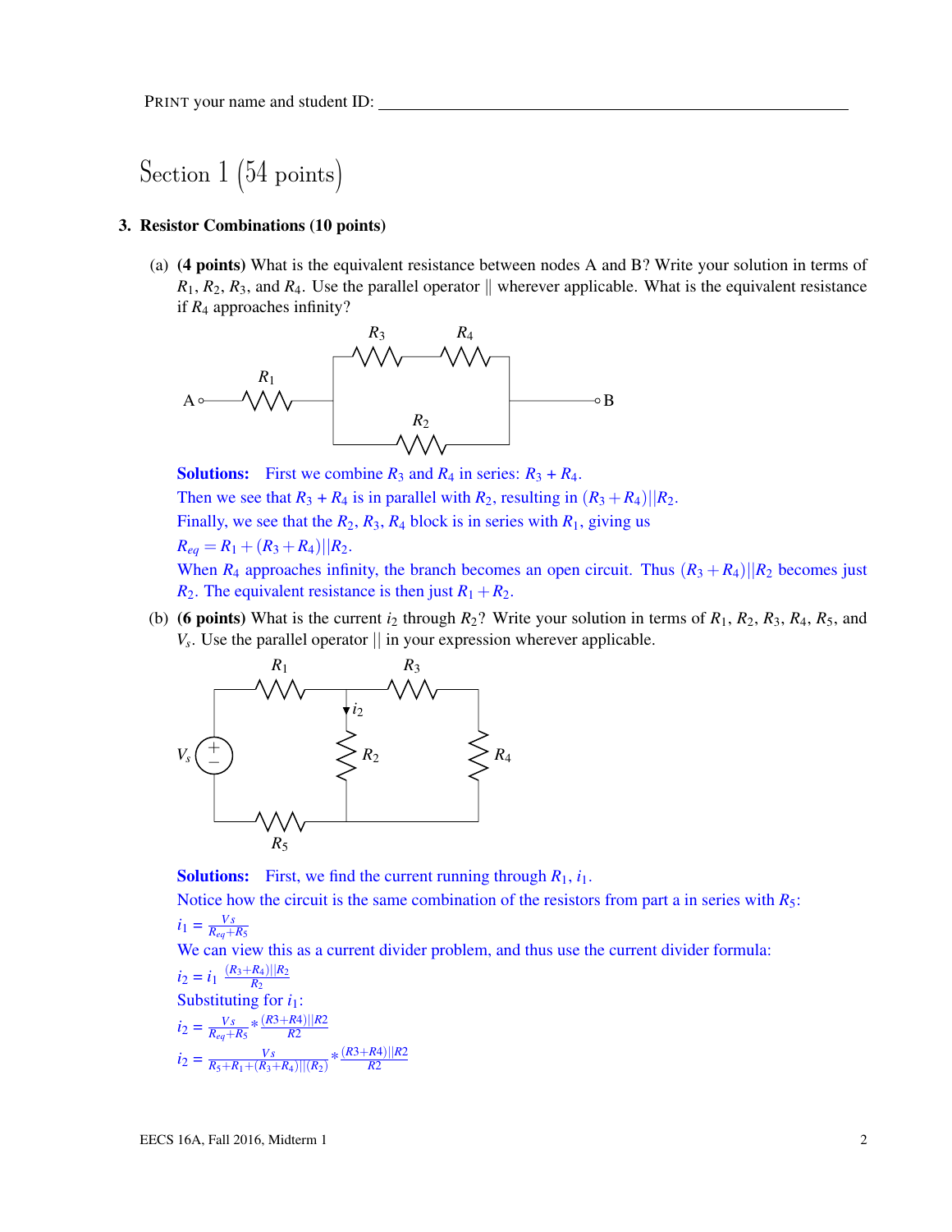PRINT your name and student ID: ____________________________________________

# Section 1 (54 points)

**3. Resistor Combinations (10 points)**

(a) **(4 points)** What is the equivalent resistance between nodes A and B? Write your solution in terms of $R_1$, $R_2$, $R_3$, and $R_4$. Use the parallel operator $||$ wherever applicable. What is the equivalent resistance if $R_4$ approaches infinity?

$R_3$ $R_4$ $R_1$ A B $R_2$

**Solutions:** First we combine $R_3$ and $R_4$ in series: $R_3 + R_4$.
Then we see that $R_3 + R_4$ is in parallel with $R_2$, resulting in $(R_3 + R_4)||R_2$.
Finally, we see that the $R_2$, $R_3$, $R_4$ block is in series with $R_1$, giving us
$R_{eq} = R_1 + (R_3 + R_4)||R_2$.
When $R_4$ approaches infinity, the branch becomes an open circuit. Thus $(R_3 + R_4)||R_2$ becomes just $R_2$. The equivalent resistance is then just $R_1 + R_2$.

(b) **(6 points)** What is the current $i_2$ through $R_2$? Write your solution in terms of $R_1$, $R_2$, $R_3$, $R_4$, $R_5$, and $V_s$. Use the parallel operator $||$ in your expression wherever applicable.

$R_1$ $R_3$ $i_2$ $V_s$ $R_2$ $R_4$ $R_5$

**Solutions:** First, we find the current running through $R_1$, $i_1$.
Notice how the circuit is the same combination of the resistors from part a in series with $R_5$:

$i_1 = \frac{V_s}{R_{eq}+R_5}$

We can view this as a current divider problem, and thus use the current divider formula:

$i_2 = i_1 \frac{(R_3+R_4)||R_2}{R_2}$

Substituting for $i_1$:

$i_2 = \frac{V_s}{R_{eq}+R_5} * \frac{(R3+R4)||R2}{R2}$

$i_2 = \frac{V_s}{R_5+R_1+(R_3+R_4)||(R_2)} * \frac{(R3+R4)||R2}{R2}$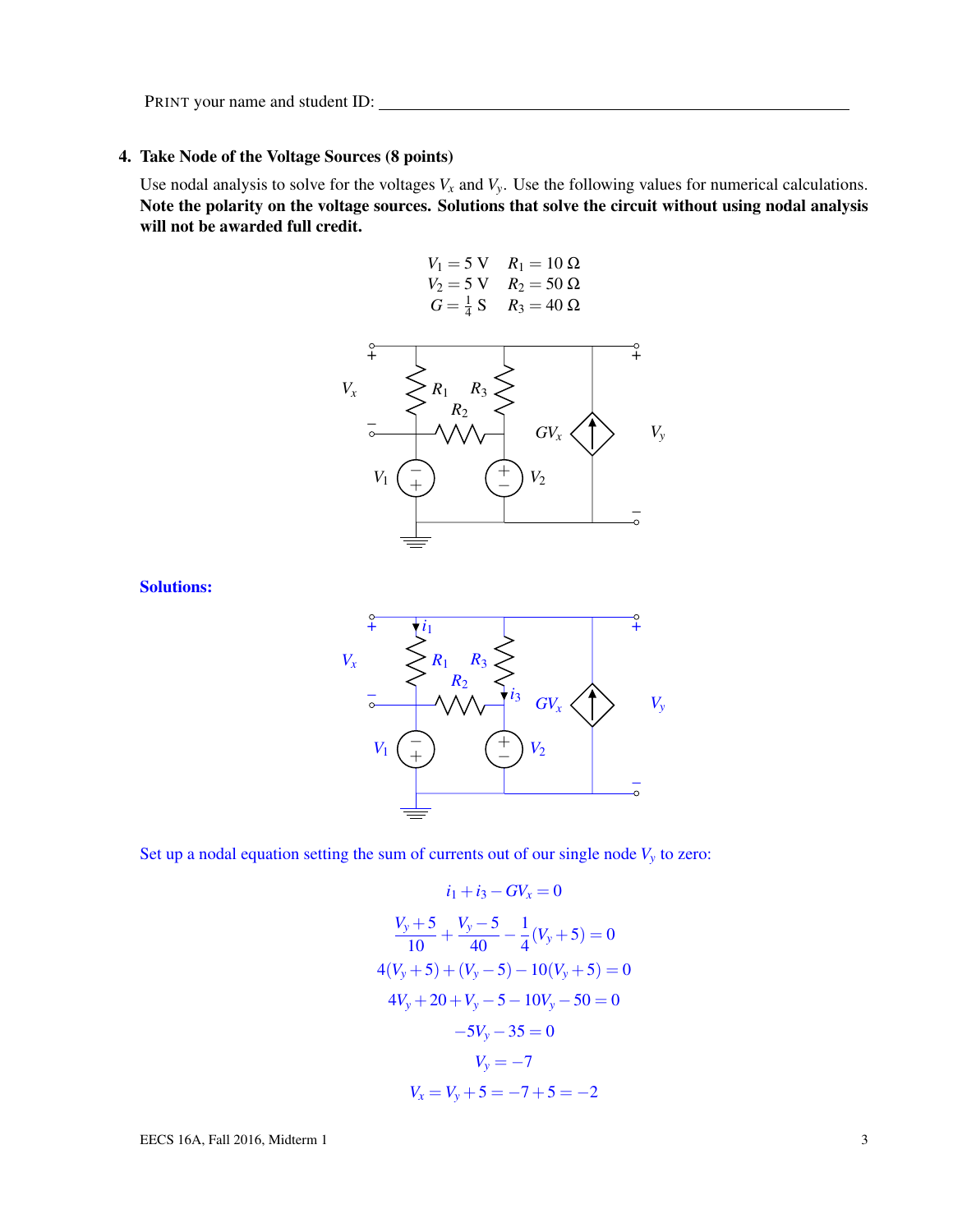PRINT your name and student ID: ________________________________

### 4. Take Node of the Voltage Sources (8 points)

Use nodal analysis to solve for the voltages $V_x$ and $V_y$. Use the following values for numerical calculations. **Note the polarity on the voltage sources. Solutions that solve the circuit without using nodal analysis will not be awarded full credit.**

$$V_1 = 5\text{ V} \quad R_1 = 10\ \Omega$$
$$V_2 = 5\text{ V} \quad R_2 = 50\ \Omega$$
$$G = \tfrac{1}{4}\text{ S} \quad R_3 = 40\ \Omega$$

**Solutions:**

Set up a nodal equation setting the sum of currents out of our single node $V_y$ to zero:

$$i_1 + i_3 - GV_x = 0$$

$$\frac{V_y + 5}{10} + \frac{V_y - 5}{40} - \frac{1}{4}(V_y + 5) = 0$$

$$4(V_y + 5) + (V_y - 5) - 10(V_y + 5) = 0$$

$$4V_y + 20 + V_y - 5 - 10V_y - 50 = 0$$

$$-5V_y - 35 = 0$$

$$V_y = -7$$

$$V_x = V_y + 5 = -7 + 5 = -2$$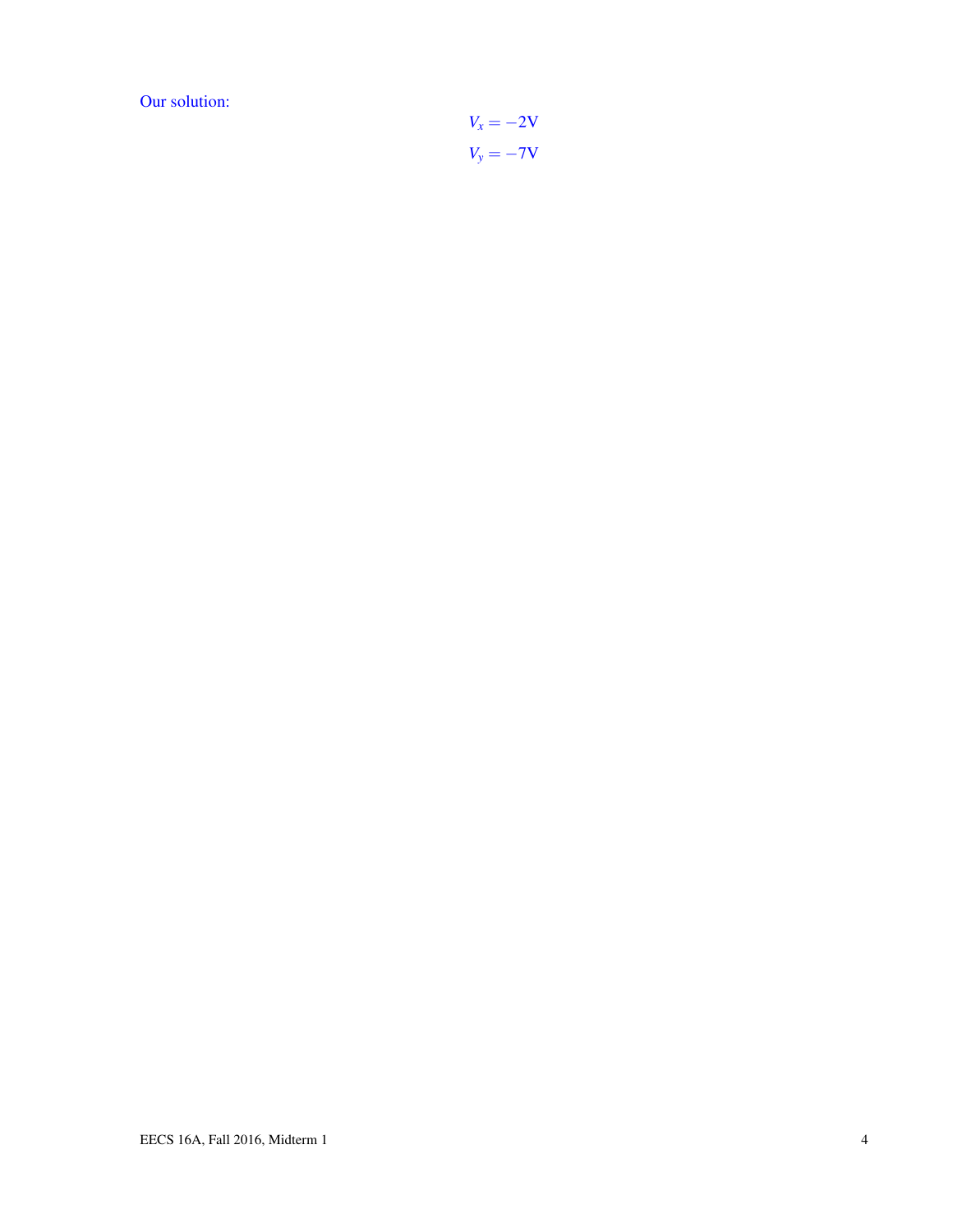Our solution:

$$V_x = -2\text{V}$$

$$V_y = -7\text{V}$$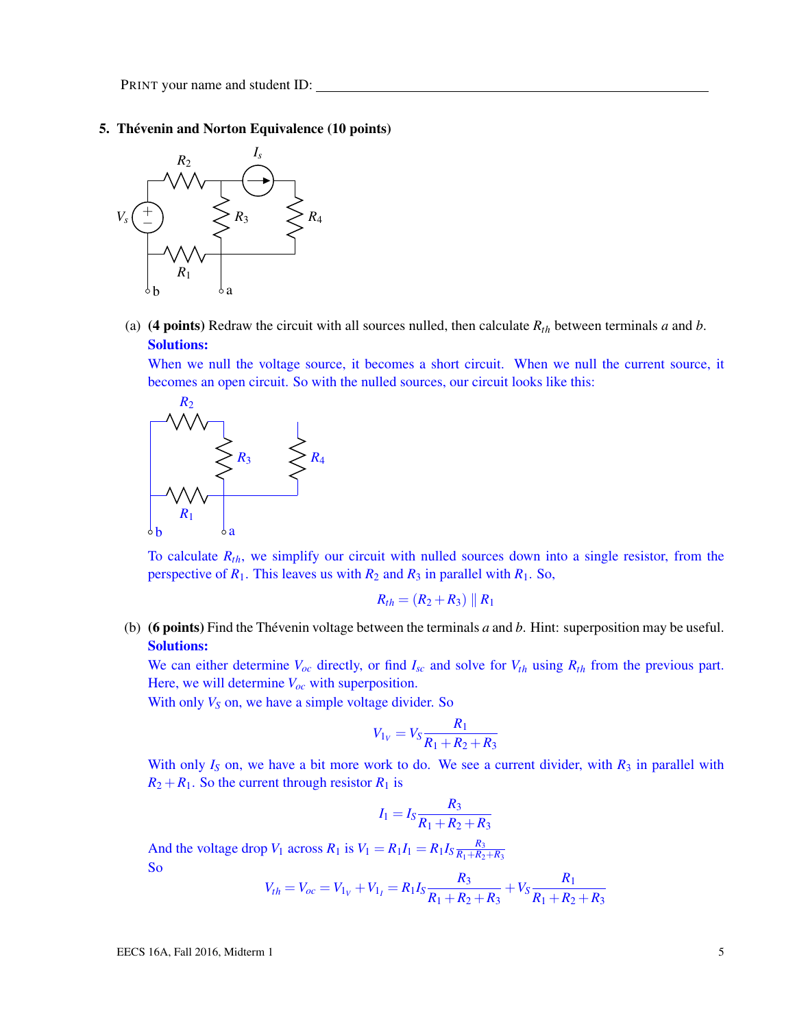PRINT your name and student ID: \_\_\_\_\_\_\_\_\_\_\_\_\_\_\_\_\_\_\_\_\_\_\_\_\_\_\_\_\_\_\_\_\_\_\_\_\_\_\_\_

## 5. Thévenin and Norton Equivalence (10 points)

$R_2$ $I_s$ $V_s$ $R_3$ $R_4$ $R_1$ b a

(a) **(4 points)** Redraw the circuit with all sources nulled, then calculate $R_{th}$ between terminals $a$ and $b$.

**Solutions:**

When we null the voltage source, it becomes a short circuit. When we null the current source, it becomes an open circuit. So with the nulled sources, our circuit looks like this:

$R_2$ $R_3$ $R_4$ $R_1$ b a

To calculate $R_{th}$, we simplify our circuit with nulled sources down into a single resistor, from the perspective of $R_1$. This leaves us with $R_2$ and $R_3$ in parallel with $R_1$. So,

$$R_{th} = (R_2 + R_3) \parallel R_1$$

(b) **(6 points)** Find the Thévenin voltage between the terminals $a$ and $b$. Hint: superposition may be useful.

**Solutions:**

We can either determine $V_{oc}$ directly, or find $I_{sc}$ and solve for $V_{th}$ using $R_{th}$ from the previous part. Here, we will determine $V_{oc}$ with superposition.

With only $V_S$ on, we have a simple voltage divider. So

$$V_{1_V} = V_S \frac{R_1}{R_1 + R_2 + R_3}$$

With only $I_S$ on, we have a bit more work to do. We see a current divider, with $R_3$ in parallel with $R_2 + R_1$. So the current through resistor $R_1$ is

$$I_1 = I_S \frac{R_3}{R_1 + R_2 + R_3}$$

And the voltage drop $V_1$ across $R_1$ is $V_1 = R_1 I_1 = R_1 I_S \frac{R_3}{R_1+R_2+R_3}$

So

$$V_{th} = V_{oc} = V_{1_V} + V_{1_I} = R_1 I_S \frac{R_3}{R_1 + R_2 + R_3} + V_S \frac{R_1}{R_1 + R_2 + R_3}$$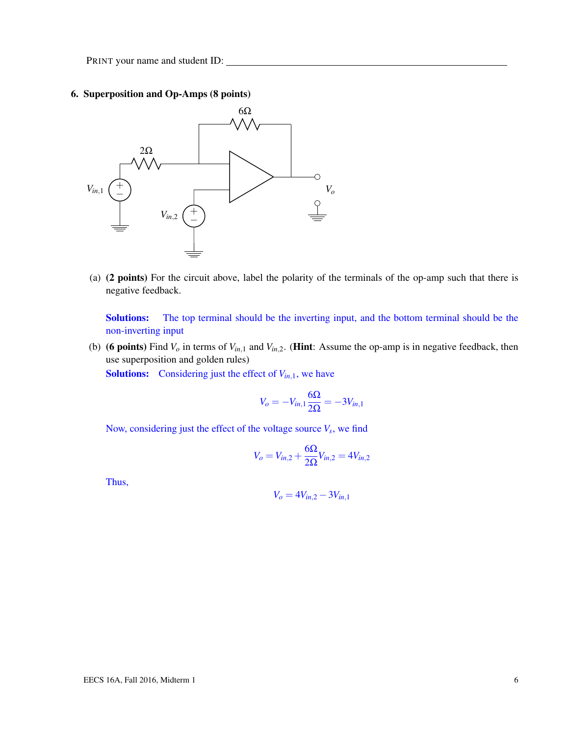PRINT your name and student ID: ____________________________________________

### 6. Superposition and Op-Amps (8 points)

6Ω

2Ω

$V_{in,1}$

$V_{in,2}$

$V_o$

(a) **(2 points)** For the circuit above, label the polarity of the terminals of the op-amp such that there is negative feedback.

**Solutions:** The top terminal should be the inverting input, and the bottom terminal should be the non-inverting input

(b) **(6 points)** Find $V_o$ in terms of $V_{in,1}$ and $V_{in,2}$. (**Hint**: Assume the op-amp is in negative feedback, then use superposition and golden rules)

**Solutions:** Considering just the effect of $V_{in,1}$, we have

$$V_o = -V_{in,1}\frac{6\Omega}{2\Omega} = -3V_{in,1}$$

Now, considering just the effect of the voltage source $V_s$, we find

$$V_o = V_{in,2} + \frac{6\Omega}{2\Omega}V_{in,2} = 4V_{in,2}$$

Thus,

$$V_o = 4V_{in,2} - 3V_{in,1}$$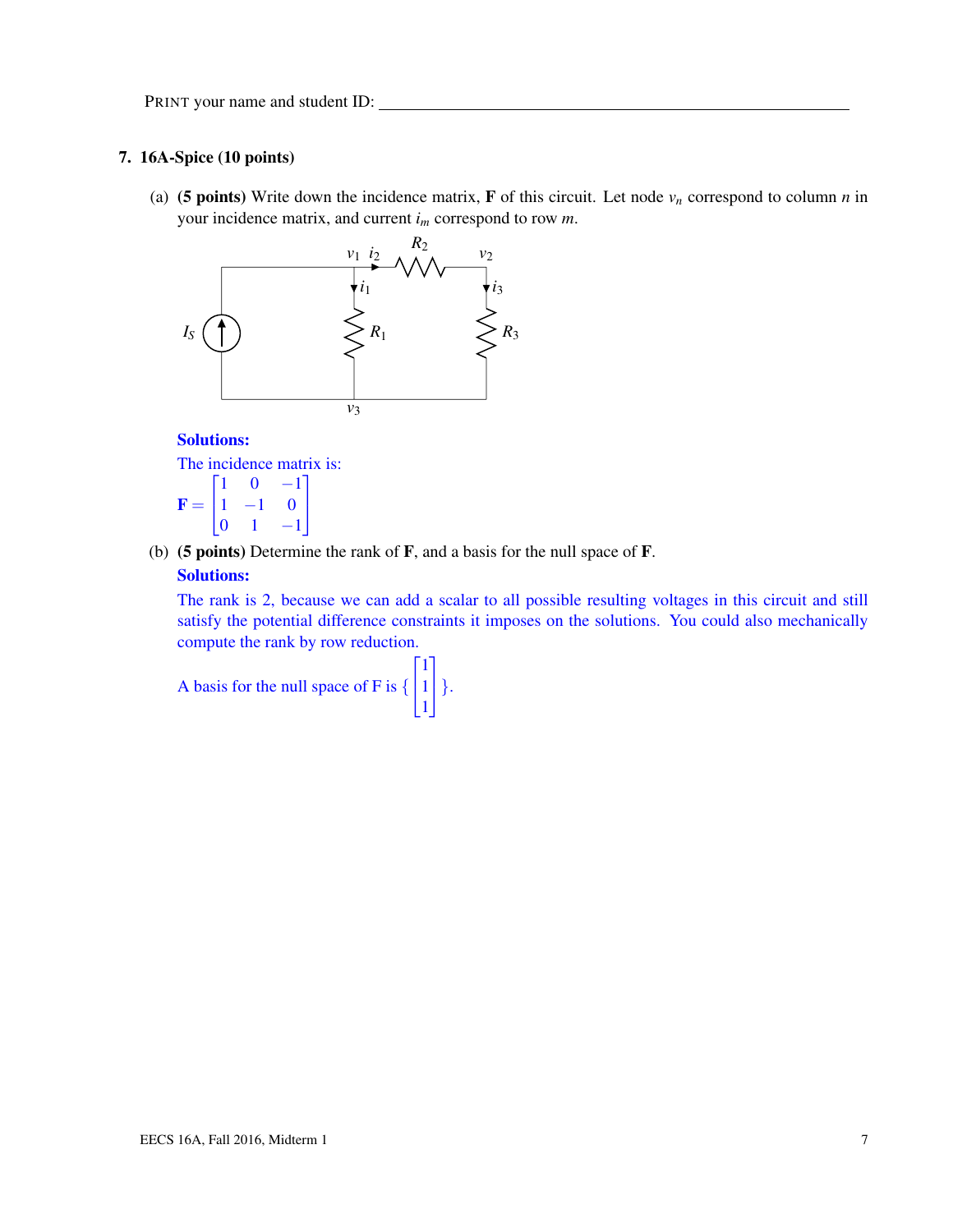PRINT your name and student ID: ________________________________

## 7. 16A-Spice (10 points)

(a) **(5 points)** Write down the incidence matrix, $\mathbf{F}$ of this circuit. Let node $v_n$ correspond to column $n$ in your incidence matrix, and current $i_m$ correspond to row $m$.

$v_1$ $i_2$ $R_2$ $v_2$

$i_1$ $i_3$

$I_S$ $R_1$ $R_3$

$v_3$

**Solutions:**

The incidence matrix is:

$$\mathbf{F} = \begin{bmatrix} 1 & 0 & -1 \\ 1 & -1 & 0 \\ 0 & 1 & -1 \end{bmatrix}$$

(b) **(5 points)** Determine the rank of $\mathbf{F}$, and a basis for the null space of $\mathbf{F}$.

**Solutions:**

The rank is 2, because we can add a scalar to all possible resulting voltages in this circuit and still satisfy the potential difference constraints it imposes on the solutions. You could also mechanically compute the rank by row reduction.

A basis for the null space of F is $\left\{ \begin{bmatrix} 1 \\ 1 \\ 1 \end{bmatrix} \right\}$.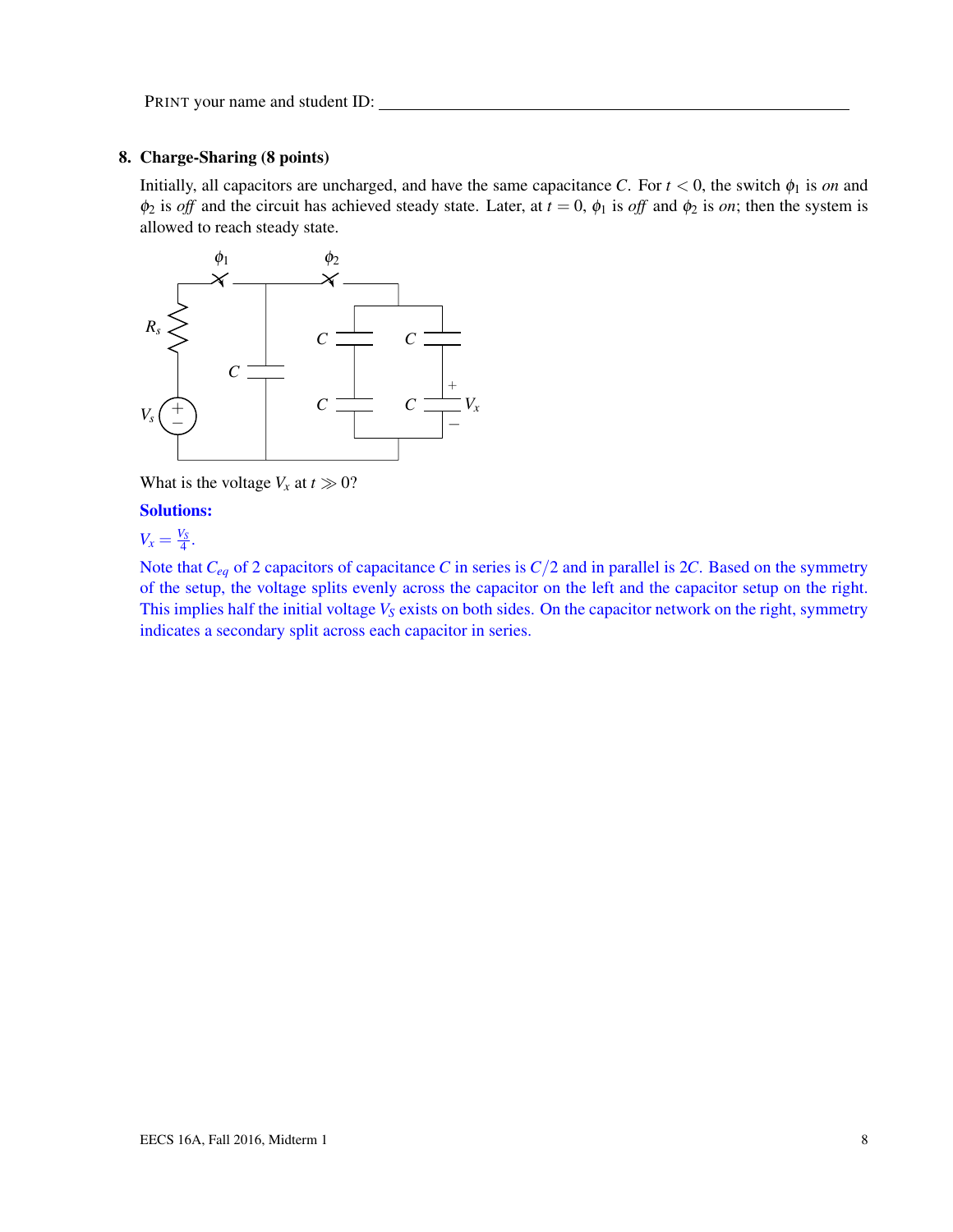PRINT your name and student ID: ___________________________________________

## 8. Charge-Sharing (8 points)

Initially, all capacitors are uncharged, and have the same capacitance $C$. For $t < 0$, the switch $\phi_1$ is *on* and $\phi_2$ is *off* and the circuit has achieved steady state. Later, at $t = 0$, $\phi_1$ is *off* and $\phi_2$ is *on*; then the system is allowed to reach steady state.

$\phi_1$

$\phi_2$

$R_s$

$C$

$C$

$C$

$C$

$C$

$V_s$

+

$V_x$

−

What is the voltage $V_x$ at $t \gg 0$?

**Solutions:**

$V_x = \frac{V_S}{4}$.

Note that $C_{eq}$ of 2 capacitors of capacitance $C$ in series is $C/2$ and in parallel is $2C$. Based on the symmetry of the setup, the voltage splits evenly across the capacitor on the left and the capacitor setup on the right. This implies half the initial voltage $V_S$ exists on both sides. On the capacitor network on the right, symmetry indicates a secondary split across each capacitor in series.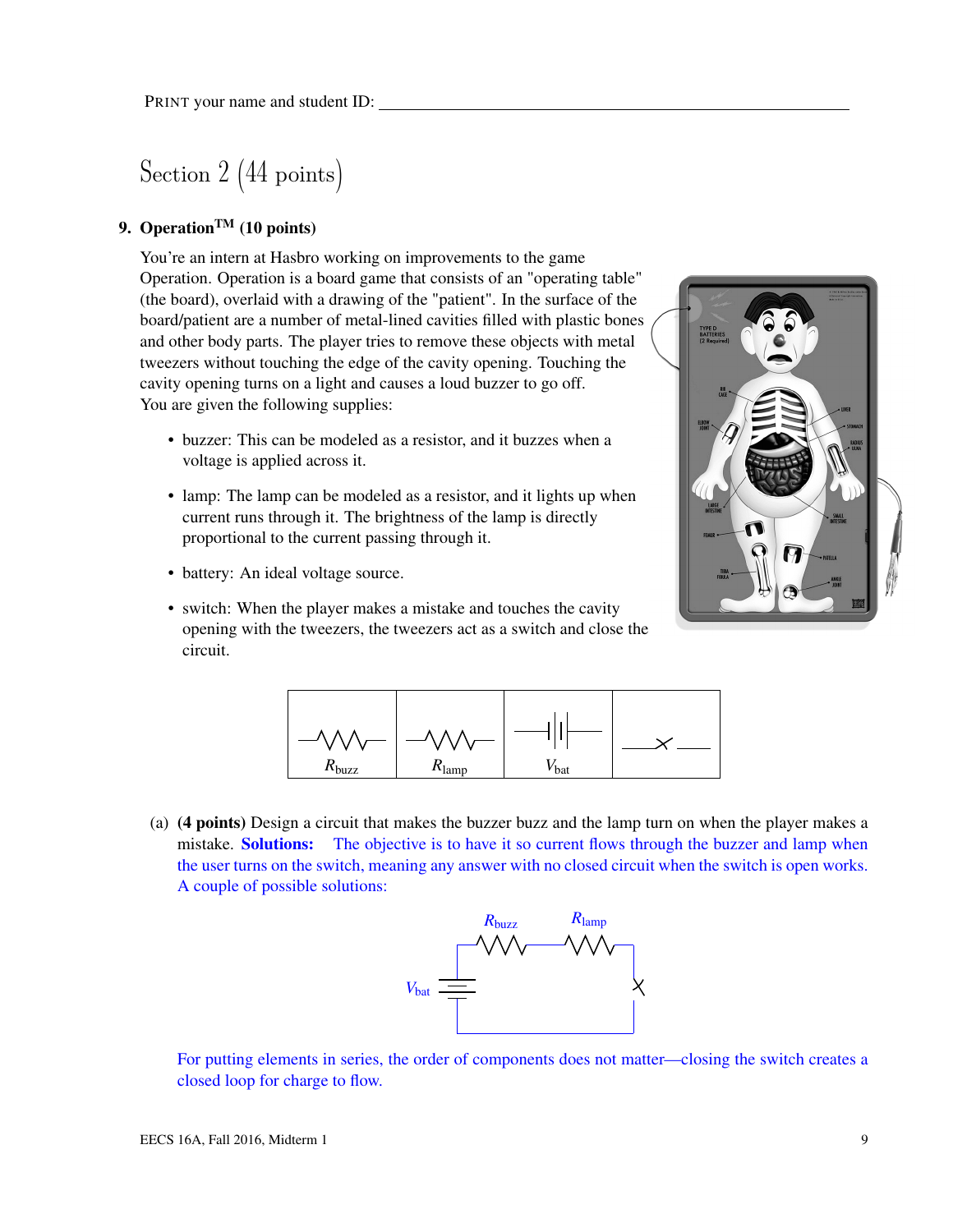PRINT your name and student ID: ______________________________

# Section 2 (44 points)

## 9. Operation™ (10 points)

You're an intern at Hasbro working on improvements to the game Operation. Operation is a board game that consists of an "operating table" (the board), overlaid with a drawing of the "patient". In the surface of the board/patient are a number of metal-lined cavities filled with plastic bones and other body parts. The player tries to remove these objects with metal tweezers without touching the edge of the cavity opening. Touching the cavity opening turns on a light and causes a loud buzzer to go off.
You are given the following supplies:

- buzzer: This can be modeled as a resistor, and it buzzes when a voltage is applied across it.
- lamp: The lamp can be modeled as a resistor, and it lights up when current runs through it. The brightness of the lamp is directly proportional to the current passing through it.
- battery: An ideal voltage source.
- switch: When the player makes a mistake and touches the cavity opening with the tweezers, the tweezers act as a switch and close the circuit.

| | | | |
|---|---|---|---|
| $R_{\text{buzz}}$ | $R_{\text{lamp}}$ | $V_{\text{bat}}$ | |

(a) **(4 points)** Design a circuit that makes the buzzer buzz and the lamp turn on when the player makes a mistake. **Solutions:** The objective is to have it so current flows through the buzzer and lamp when the user turns on the switch, meaning any answer with no closed circuit when the switch is open works. A couple of possible solutions:

$R_{\text{buzz}}$ $R_{\text{lamp}}$

$V_{\text{bat}}$

For putting elements in series, the order of components does not matter—closing the switch creates a closed loop for charge to flow.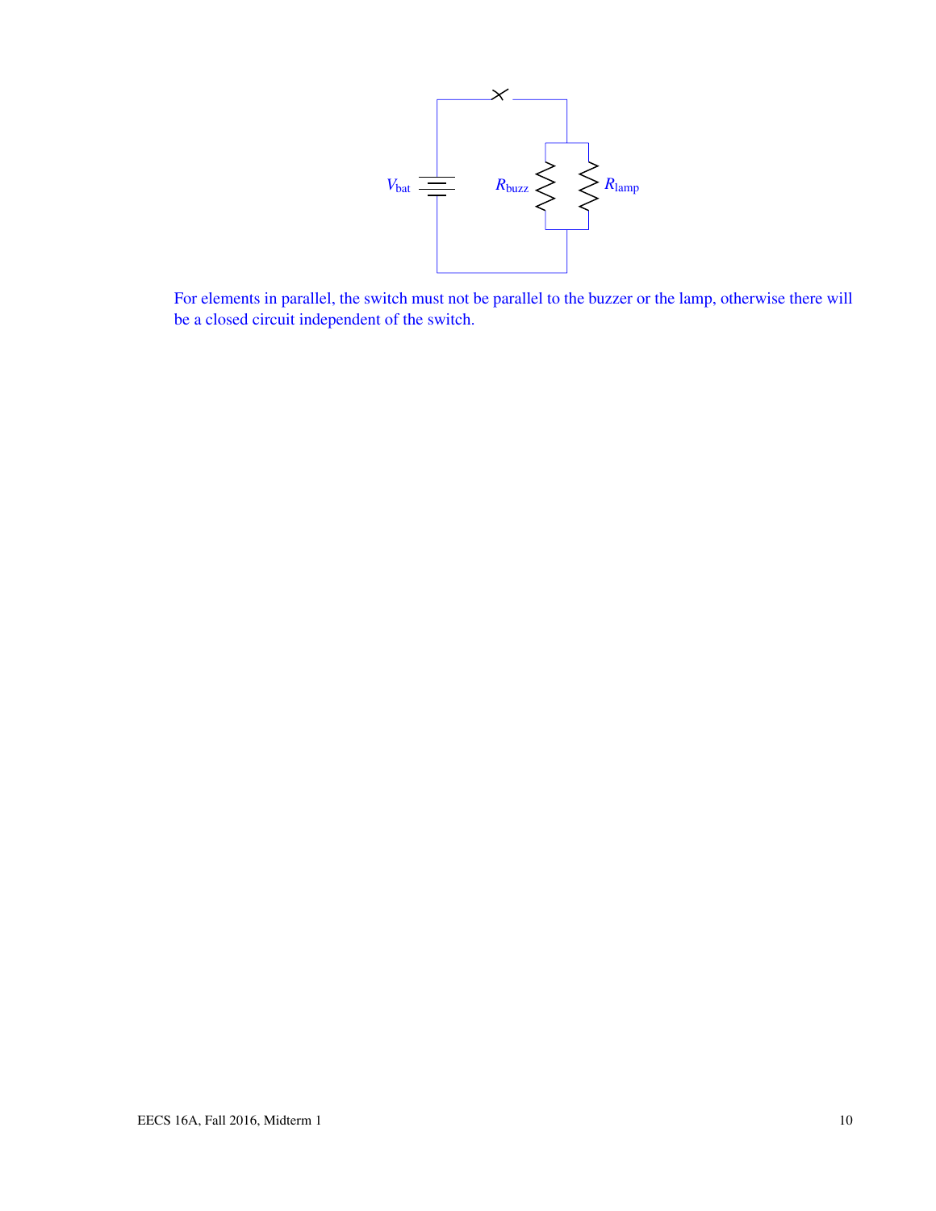$V_{\text{bat}}$ $R_{\text{buzz}}$ $R_{\text{lamp}}$

For elements in parallel, the switch must not be parallel to the buzzer or the lamp, otherwise there will be a closed circuit independent of the switch.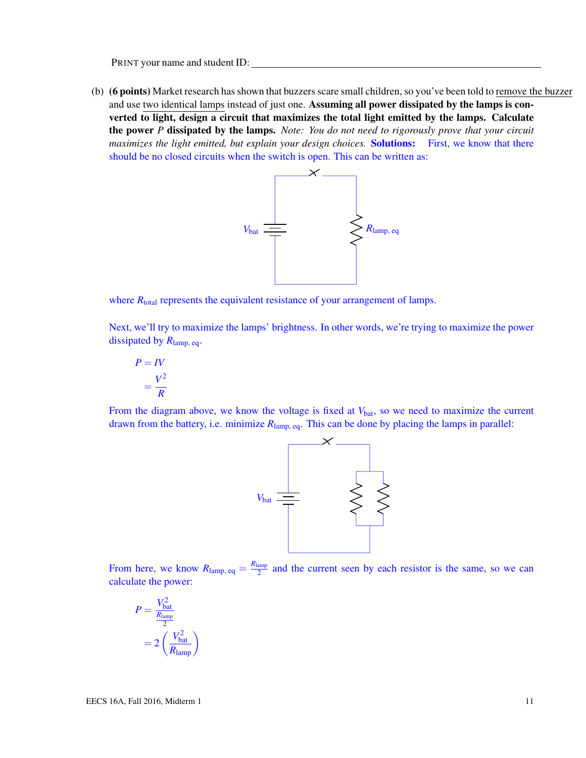PRINT your name and student ID: ________________________________________

(b) **(6 points)** Market research has shown that buzzers scare small children, so you've been told to remove the buzzer and use two identical lamps instead of just one. **Assuming all power dissipated by the lamps is converted to light, design a circuit that maximizes the total light emitted by the lamps. Calculate the power $P$ dissipated by the lamps.** *Note: You do not need to rigorously prove that your circuit maximizes the light emitted, but explain your design choices.* **Solutions:** First, we know that there should be no closed circuits when the switch is open. This can be written as:

$V_{\text{bat}}$

$R_{\text{lamp, eq}}$

where $R_{\text{total}}$ represents the equivalent resistance of your arrangement of lamps.

Next, we'll try to maximize the lamps' brightness. In other words, we're trying to maximize the power dissipated by $R_{\text{lamp, eq}}$.

$$P = IV$$
$$= \frac{V^2}{R}$$

From the diagram above, we know the voltage is fixed at $V_{\text{bat}}$, so we need to maximize the current drawn from the battery, i.e. minimize $R_{\text{lamp, eq}}$. This can be done by placing the lamps in parallel:

$V_{\text{bat}}$

From here, we know $R_{\text{lamp, eq}} = \frac{R_{\text{lamp}}}{2}$ and the current seen by each resistor is the same, so we can calculate the power:

$$P = \frac{V_{\text{bat}}^2}{\frac{R_{\text{lamp}}}{2}}$$
$$= 2\left(\frac{V_{\text{bat}}^2}{R_{\text{lamp}}}\right)$$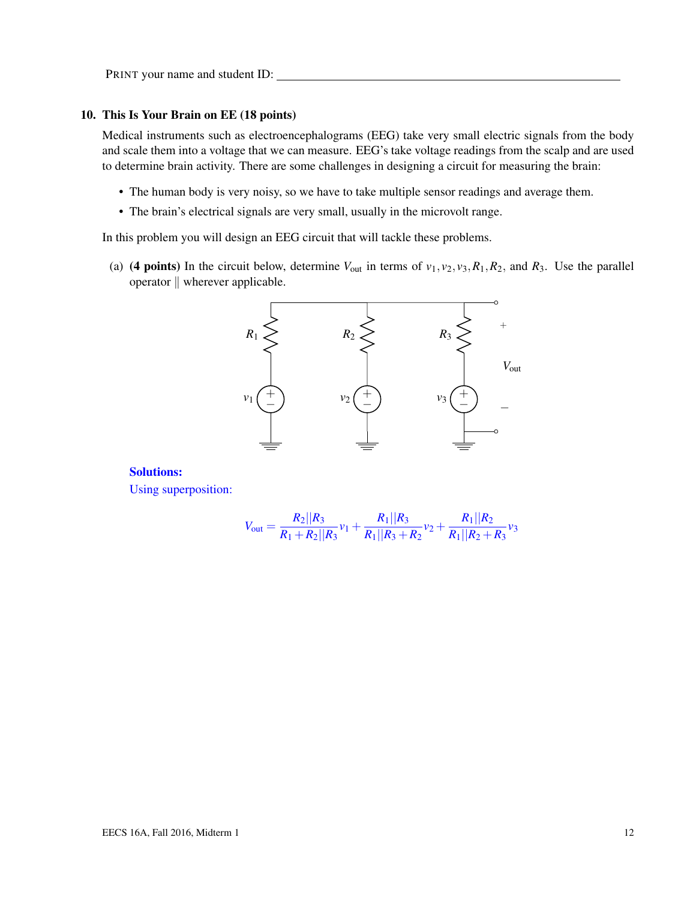PRINT your name and student ID: ____________________________________________

## 10. This Is Your Brain on EE (18 points)

Medical instruments such as electroencephalograms (EEG) take very small electric signals from the body and scale them into a voltage that we can measure. EEG's take voltage readings from the scalp and are used to determine brain activity. There are some challenges in designing a circuit for measuring the brain:

- The human body is very noisy, so we have to take multiple sensor readings and average them.
- The brain's electrical signals are very small, usually in the microvolt range.

In this problem you will design an EEG circuit that will tackle these problems.

(a) **(4 points)** In the circuit below, determine $V_{\text{out}}$ in terms of $v_1, v_2, v_3, R_1, R_2$, and $R_3$. Use the parallel operator $\|$ wherever applicable.

$R_1$ $R_2$ $R_3$

$+$

$V_{\text{out}}$

$-$

$v_1$ $v_2$ $v_3$

**Solutions:**

Using superposition:

$$V_{\text{out}} = \frac{R_2||R_3}{R_1 + R_2||R_3} v_1 + \frac{R_1||R_3}{R_1||R_3 + R_2} v_2 + \frac{R_1||R_2}{R_1||R_2 + R_3} v_3$$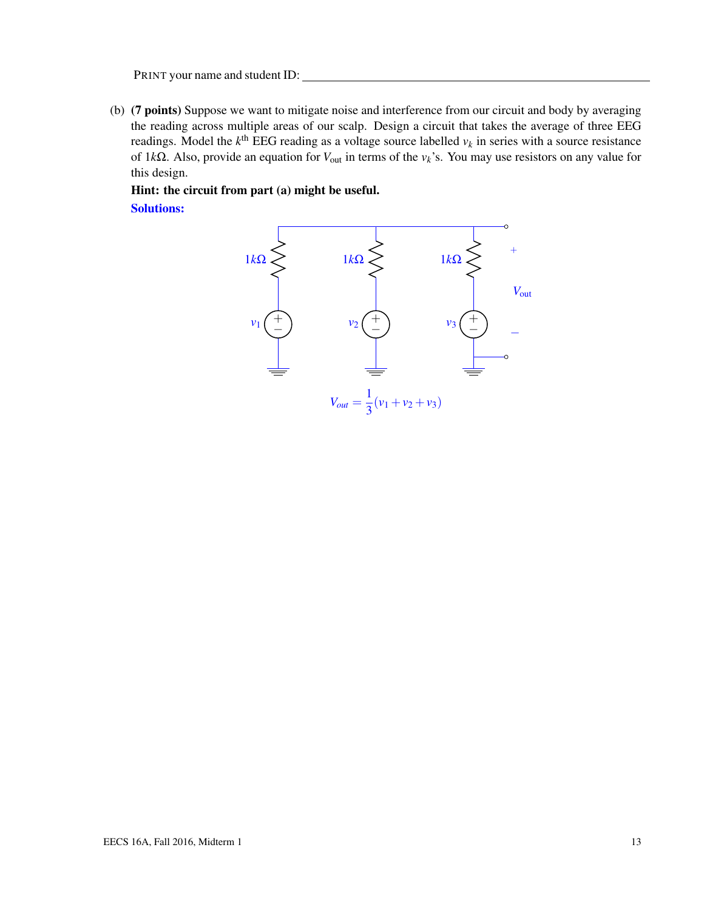PRINT your name and student ID: \_\_\_\_\_\_\_\_\_\_\_\_\_\_\_\_\_\_\_\_\_\_\_\_\_\_\_\_\_\_\_\_\_\_\_\_\_\_\_\_\_\_\_\_

(b) **(7 points)** Suppose we want to mitigate noise and interference from our circuit and body by averaging the reading across multiple areas of our scalp. Design a circuit that takes the average of three EEG readings. Model the $k^{\text{th}}$ EEG reading as a voltage source labelled $v_k$ in series with a source resistance of $1k\Omega$. Also, provide an equation for $V_{\text{out}}$ in terms of the $v_k$'s. You may use resistors on any value for this design.

**Hint: the circuit from part (a) might be useful.**

**Solutions:**

$1k\Omega$ $1k\Omega$ $1k\Omega$

$v_1$ $v_2$ $v_3$

$+$ $V_{\text{out}}$ $-$

$$V_{out} = \frac{1}{3}(v_1 + v_2 + v_3)$$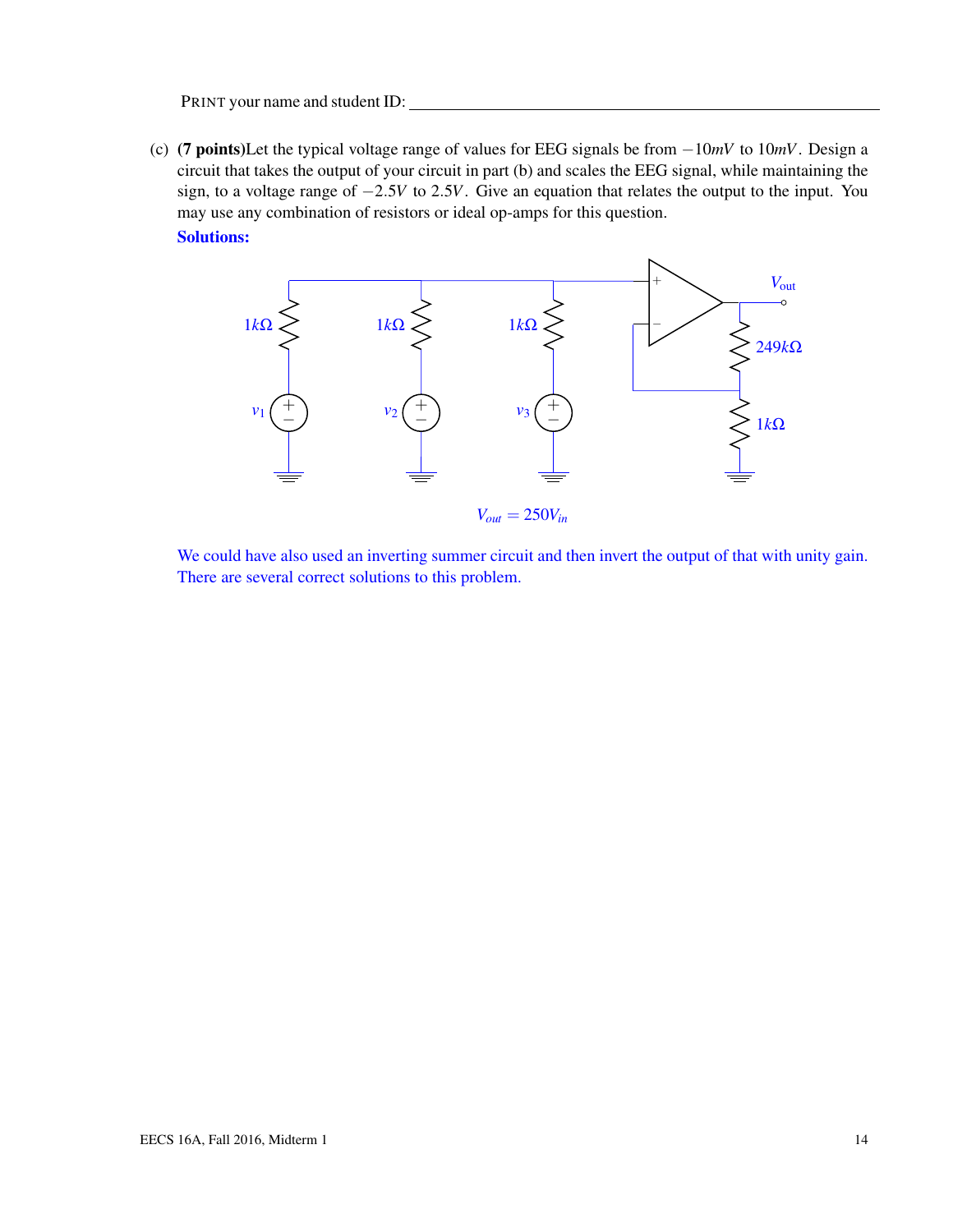PRINT your name and student ID: ___________________________________________

(c) **(7 points)** Let the typical voltage range of values for EEG signals be from $-10mV$ to $10mV$. Design a circuit that takes the output of your circuit in part (b) and scales the EEG signal, while maintaining the sign, to a voltage range of $-2.5V$ to $2.5V$. Give an equation that relates the output to the input. You may use any combination of resistors or ideal op-amps for this question.

**Solutions:**

$1k\Omega$

$1k\Omega$

$1k\Omega$

$v_1$

$v_2$

$v_3$

$V_{out}$

$249k\Omega$

$1k\Omega$

$$V_{out} = 250V_{in}$$

We could have also used an inverting summer circuit and then invert the output of that with unity gain. There are several correct solutions to this problem.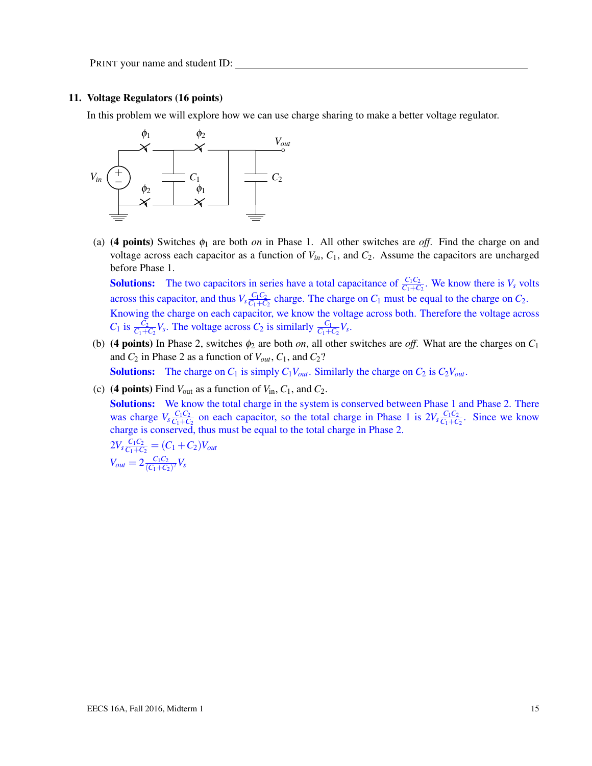PRINT your name and student ID: ____________________________________________

## 11. Voltage Regulators (16 points)

In this problem we will explore how we can use charge sharing to make a better voltage regulator.

$\phi_1$ $\phi_2$ $V_{out}$ $V_{in}$ + − $C_1$ $C_2$ $\phi_2$ $\phi_1$

(a) **(4 points)** Switches $\phi_1$ are both *on* in Phase 1. All other switches are *off*. Find the charge on and voltage across each capacitor as a function of $V_{in}$, $C_1$, and $C_2$. Assume the capacitors are uncharged before Phase 1.

**Solutions:** The two capacitors in series have a total capacitance of $\frac{C_1 C_2}{C_1+C_2}$. We know there is $V_s$ volts across this capacitor, and thus $V_s \frac{C_1 C_2}{C_1+C_2}$ charge. The charge on $C_1$ must be equal to the charge on $C_2$. Knowing the charge on each capacitor, we know the voltage across both. Therefore the voltage across $C_1$ is $\frac{C_2}{C_1+C_2} V_s$. The voltage across $C_2$ is similarly $\frac{C_1}{C_1+C_2} V_s$.

(b) **(4 points)** In Phase 2, switches $\phi_2$ are both *on*, all other switches are *off*. What are the charges on $C_1$ and $C_2$ in Phase 2 as a function of $V_{out}$, $C_1$, and $C_2$?

**Solutions:** The charge on $C_1$ is simply $C_1 V_{out}$. Similarly the charge on $C_2$ is $C_2 V_{out}$.

(c) **(4 points)** Find $V_{\text{out}}$ as a function of $V_{\text{in}}$, $C_1$, and $C_2$.

**Solutions:** We know the total charge in the system is conserved between Phase 1 and Phase 2. There was charge $V_s \frac{C_1 C_2}{C_1+C_2}$ on each capacitor, so the total charge in Phase 1 is $2V_s \frac{C_1 C_2}{C_1+C_2}$. Since we know charge is conserved, thus must be equal to the total charge in Phase 2.

$2V_s \frac{C_1 C_2}{C_1+C_2} = (C_1 + C_2) V_{out}$

$V_{out} = 2 \frac{C_1 C_2}{(C_1+C_2)^2} V_s$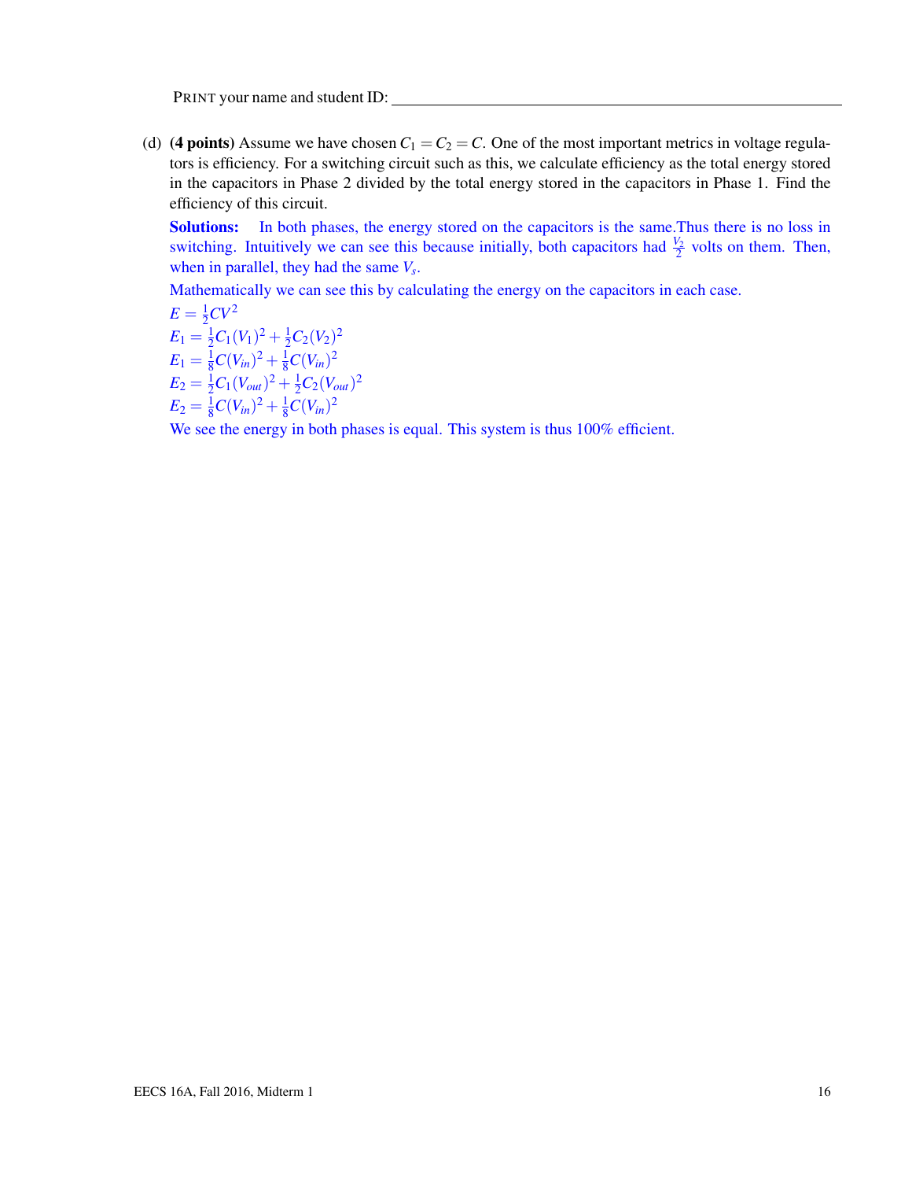PRINT your name and student ID: ____________________

(d) **(4 points)** Assume we have chosen $C_1 = C_2 = C$. One of the most important metrics in voltage regulators is efficiency. For a switching circuit such as this, we calculate efficiency as the total energy stored in the capacitors in Phase 2 divided by the total energy stored in the capacitors in Phase 1. Find the efficiency of this circuit.

**Solutions:** In both phases, the energy stored on the capacitors is the same.Thus there is no loss in switching. Intuitively we can see this because initially, both capacitors had $\frac{V_2}{2}$ volts on them. Then, when in parallel, they had the same $V_s$.

Mathematically we can see this by calculating the energy on the capacitors in each case.

$E = \frac{1}{2}CV^2$

$E_1 = \frac{1}{2}C_1(V_1)^2 + \frac{1}{2}C_2(V_2)^2$

$E_1 = \frac{1}{8}C(V_{in})^2 + \frac{1}{8}C(V_{in})^2$

$E_2 = \frac{1}{2}C_1(V_{out})^2 + \frac{1}{2}C_2(V_{out})^2$

$E_2 = \frac{1}{8}C(V_{in})^2 + \frac{1}{8}C(V_{in})^2$

We see the energy in both phases is equal. This system is thus 100% efficient.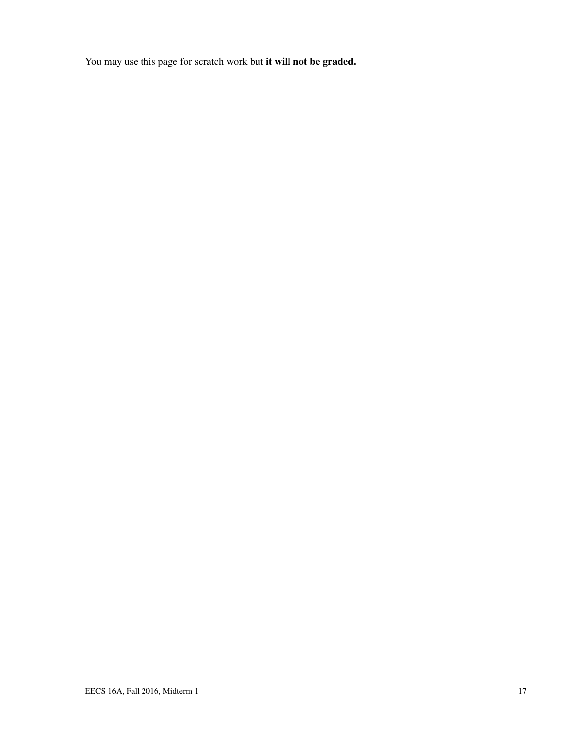You may use this page for scratch work but **it will not be graded.**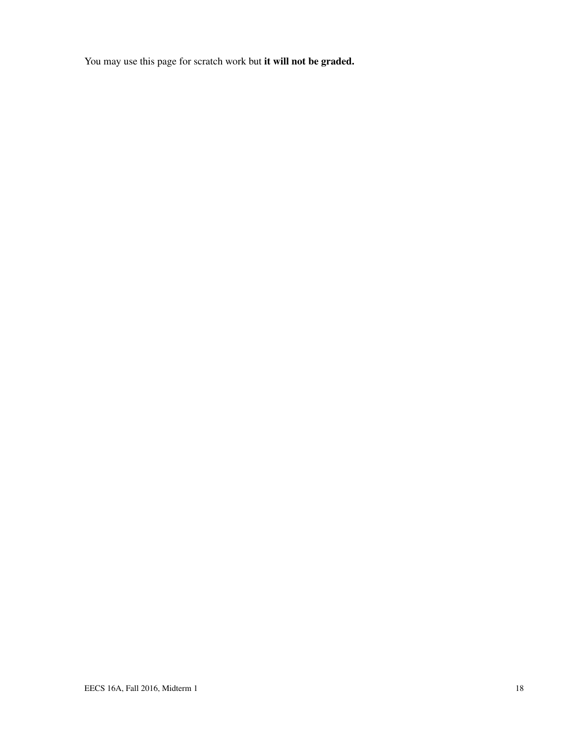You may use this page for scratch work but **it will not be graded.**